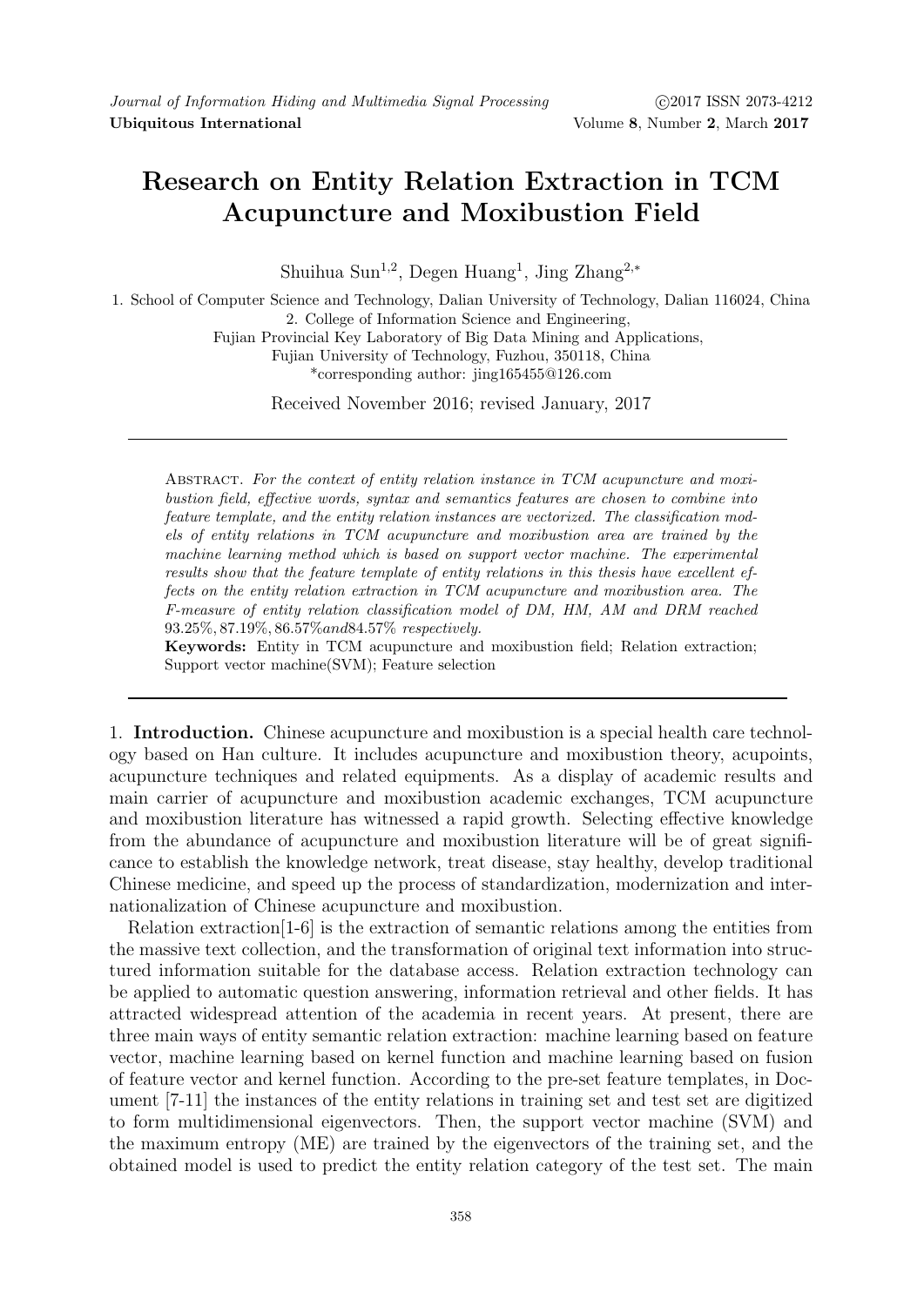# Research on Entity Relation Extraction in TCM Acupuncture and Moxibustion Field

Shuihua Sun[1,2], Degen Huang[1], Jing Zhang[2,*]

1. School of Computer Science and Technology, Dalian University of Technology, Dalian 116024, China
2. College of Information Science and Engineering,
Fujian Provincial Key Laboratory of Big Data Mining and Applications,
Fujian University of Technology, Fuzhou, 350118, China
*corresponding author: jing165455@126.com

Received November 2016; revised January, 2017

---

Abstract. *For the context of entity relation instance in TCM acupuncture and moxibustion field, effective words, syntax and semantics features are chosen to combine into feature template, and the entity relation instances are vectorized. The classification models of entity relations in TCM acupuncture and moxibustion area are trained by the machine learning method which is based on support vector machine. The experimental results show that the feature template of entity relations in this thesis have excellent effects on the entity relation extraction in TCM acupuncture and moxibustion area. The F-measure of entity relation classification model of DM, HM, AM and DRM reached* $93.25\%, 87.19\%, 86.57\% and 84.57\%$ *respectively.*

**Keywords:** Entity in TCM acupuncture and moxibustion field; Relation extraction; Support vector machine(SVM); Feature selection

---

1. **Introduction.** Chinese acupuncture and moxibustion is a special health care technology based on Han culture. It includes acupuncture and moxibustion theory, acupoints, acupuncture techniques and related equipments. As a display of academic results and main carrier of acupuncture and moxibustion academic exchanges, TCM acupuncture and moxibustion literature has witnessed a rapid growth. Selecting effective knowledge from the abundance of acupuncture and moxibustion literature will be of great significance to establish the knowledge network, treat disease, stay healthy, develop traditional Chinese medicine, and speed up the process of standardization, modernization and internationalization of Chinese acupuncture and moxibustion.

Relation extraction[1-6] is the extraction of semantic relations among the entities from the massive text collection, and the transformation of original text information into structured information suitable for the database access. Relation extraction technology can be applied to automatic question answering, information retrieval and other fields. It has attracted widespread attention of the academia in recent years. At present, there are three main ways of entity semantic relation extraction: machine learning based on feature vector, machine learning based on kernel function and machine learning based on fusion of feature vector and kernel function. According to the pre-set feature templates, in Document [7-11] the instances of the entity relations in training set and test set are digitized to form multidimensional eigenvectors. Then, the support vector machine (SVM) and the maximum entropy (ME) are trained by the eigenvectors of the training set, and the obtained model is used to predict the entity relation category of the test set. The main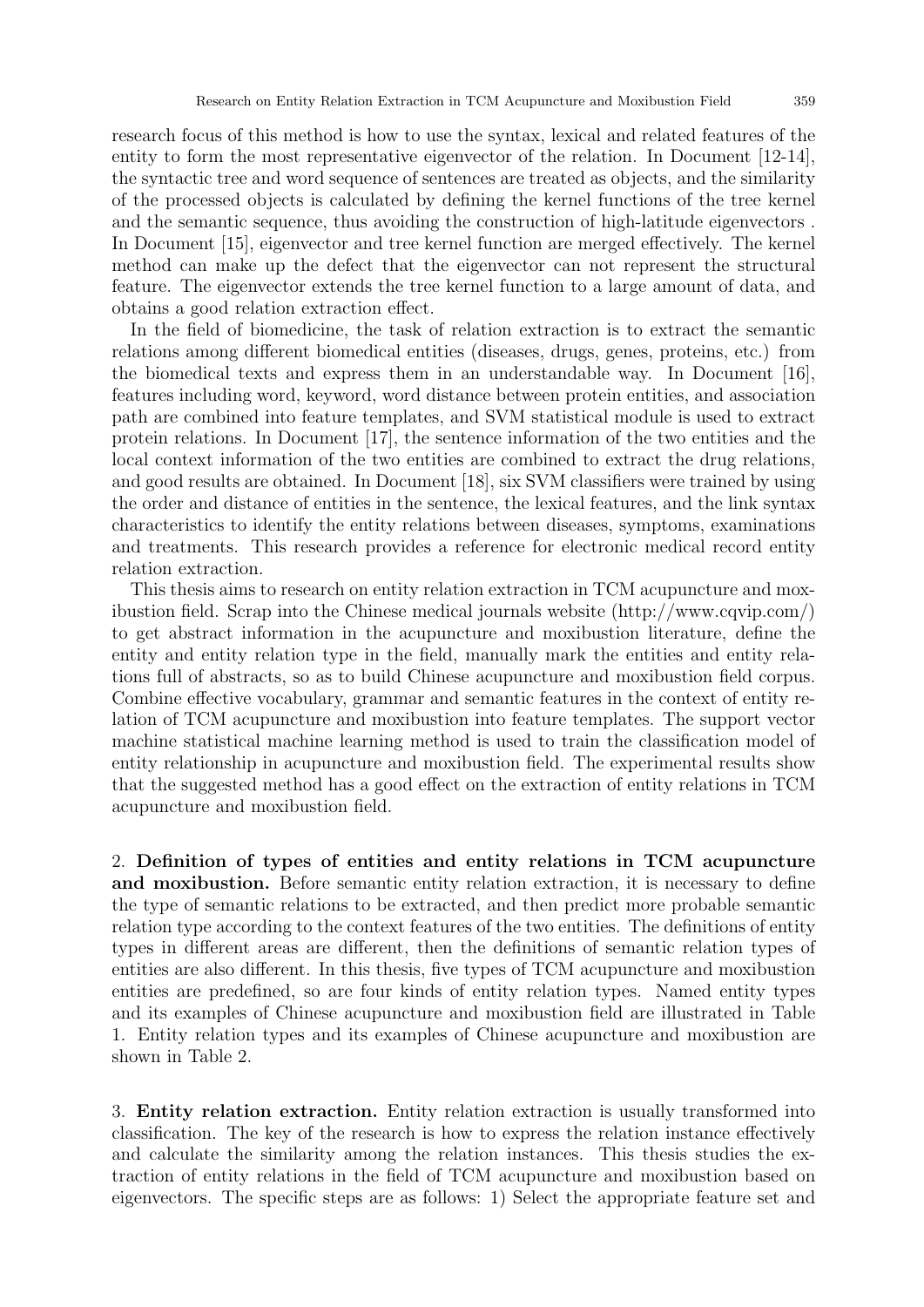research focus of this method is how to use the syntax, lexical and related features of the entity to form the most representative eigenvector of the relation. In Document [12-14], the syntactic tree and word sequence of sentences are treated as objects, and the similarity of the processed objects is calculated by defining the kernel functions of the tree kernel and the semantic sequence, thus avoiding the construction of high-latitude eigenvectors . In Document [15], eigenvector and tree kernel function are merged effectively. The kernel method can make up the defect that the eigenvector can not represent the structural feature. The eigenvector extends the tree kernel function to a large amount of data, and obtains a good relation extraction effect.

In the field of biomedicine, the task of relation extraction is to extract the semantic relations among different biomedical entities (diseases, drugs, genes, proteins, etc.) from the biomedical texts and express them in an understandable way. In Document [16], features including word, keyword, word distance between protein entities, and association path are combined into feature templates, and SVM statistical module is used to extract protein relations. In Document [17], the sentence information of the two entities and the local context information of the two entities are combined to extract the drug relations, and good results are obtained. In Document [18], six SVM classifiers were trained by using the order and distance of entities in the sentence, the lexical features, and the link syntax characteristics to identify the entity relations between diseases, symptoms, examinations and treatments. This research provides a reference for electronic medical record entity relation extraction.

This thesis aims to research on entity relation extraction in TCM acupuncture and moxibustion field. Scrap into the Chinese medical journals website (http://www.cqvip.com/) to get abstract information in the acupuncture and moxibustion literature, define the entity and entity relation type in the field, manually mark the entities and entity relations full of abstracts, so as to build Chinese acupuncture and moxibustion field corpus. Combine effective vocabulary, grammar and semantic features in the context of entity relation of TCM acupuncture and moxibustion into feature templates. The support vector machine statistical machine learning method is used to train the classification model of entity relationship in acupuncture and moxibustion field. The experimental results show that the suggested method has a good effect on the extraction of entity relations in TCM acupuncture and moxibustion field.

## 2. Definition of types of entities and entity relations in TCM acupuncture and moxibustion.

Before semantic entity relation extraction, it is necessary to define the type of semantic relations to be extracted, and then predict more probable semantic relation type according to the context features of the two entities. The definitions of entity types in different areas are different, then the definitions of semantic relation types of entities are also different. In this thesis, five types of TCM acupuncture and moxibustion entities are predefined, so are four kinds of entity relation types. Named entity types and its examples of Chinese acupuncture and moxibustion field are illustrated in Table 1. Entity relation types and its examples of Chinese acupuncture and moxibustion are shown in Table 2.

## 3. Entity relation extraction.

Entity relation extraction is usually transformed into classification. The key of the research is how to express the relation instance effectively and calculate the similarity among the relation instances. This thesis studies the extraction of entity relations in the field of TCM acupuncture and moxibustion based on eigenvectors. The specific steps are as follows: 1) Select the appropriate feature set and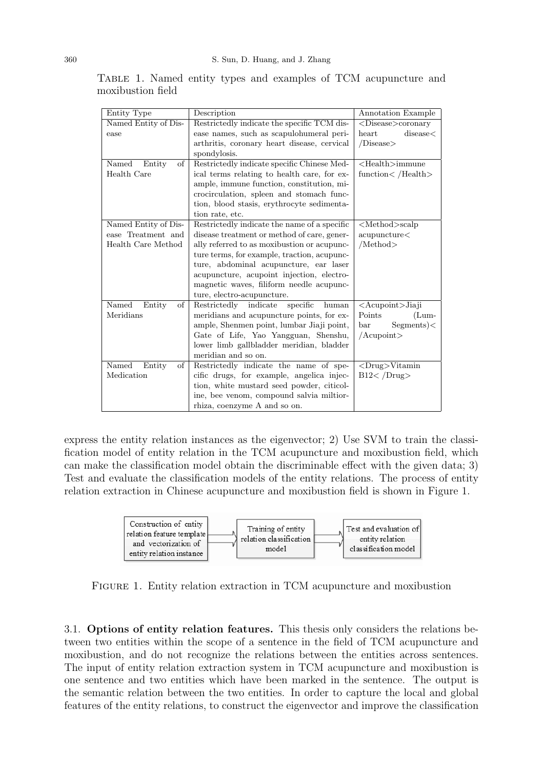Table 1. Named entity types and examples of TCM acupuncture and moxibustion field

| Entity Type | Description | Annotation Example |
|---|---|---|
| Named Entity of Disease | Restrictedly indicate the specific TCM disease names, such as scapulohumeral periarthritis, coronary heart disease, cervical spondylosis. | <Disease>coronary heart disease< /Disease> |
| Named Entity of Health Care | Restrictedly indicate specific Chinese Medical terms relating to health care, for example, immune function, constitution, microcirculation, spleen and stomach function, blood stasis, erythrocyte sedimentation rate, etc. | <Health>immune function< /Health> |
| Named Entity of Disease Treatment and Health Care Method | Restrictedly indicate the name of a specific disease treatment or method of care, generally referred to as moxibustion or acupuncture terms, for example, traction, acupuncture, abdominal acupuncture, ear laser acupuncture, acupoint injection, electromagnetic waves, filiform needle acupuncture, electro-acupuncture. | <Method>scalp acupuncture< /Method> |
| Named Entity of Meridians | Restrictedly indicate specific human meridians and acupuncture points, for example, Shenmen point, lumbar Jiaji point, Gate of Life, Yao Yangguan, Shenshu, lower limb gallbladder meridian, bladder meridian and so on. | <Acupoint>Jiaji Points (Lumbar Segments)< /Acupoint> |
| Named Entity of Medication | Restrictedly indicate the name of specific drugs, for example, angelica injection, white mustard seed powder, citicoline, bee venom, compound salvia miltiorrhiza, coenzyme A and so on. | <Drug>Vitamin B12< /Drug> |

express the entity relation instances as the eigenvector; 2) Use SVM to train the classification model of entity relation in the TCM acupuncture and moxibustion field, which can make the classification model obtain the discriminable effect with the given data; 3) Test and evaluate the classification models of the entity relations. The process of entity relation extraction in Chinese acupuncture and moxibustion field is shown in Figure 1.

Construction of entity relation feature template and vectorization of entity relation instance → Training of entity relation classification model → Test and evaluation of entity relation classification model

Figure 1. Entity relation extraction in TCM acupuncture and moxibustion

3.1. **Options of entity relation features.** This thesis only considers the relations between two entities within the scope of a sentence in the field of TCM acupuncture and moxibustion, and do not recognize the relations between the entities across sentences. The input of entity relation extraction system in TCM acupuncture and moxibustion is one sentence and two entities which have been marked in the sentence. The output is the semantic relation between the two entities. In order to capture the local and global features of the entity relations, to construct the eigenvector and improve the classification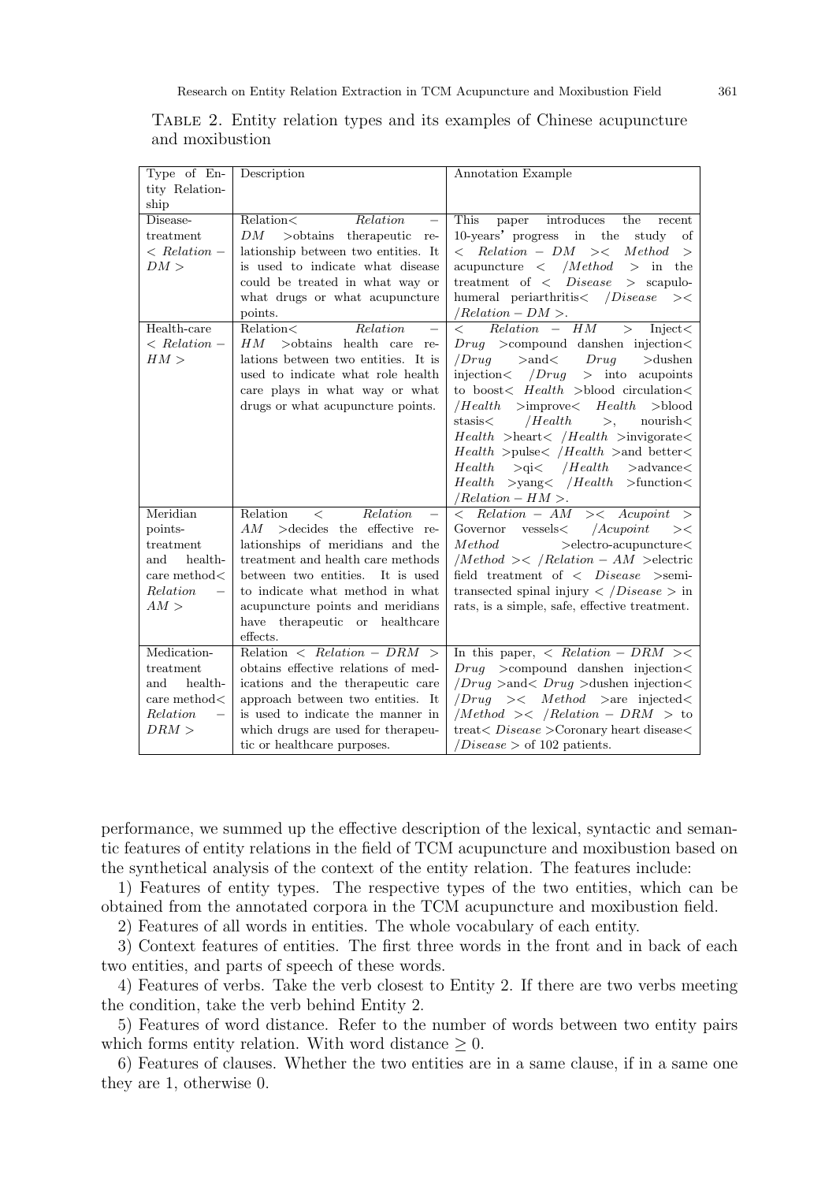Table 2. Entity relation types and its examples of Chinese acupuncture and moxibustion

| Type of Entity Relationship | Description | Annotation Example |
|---|---|---|
| Disease-treatment $< Relation-DM >$ | Relation$<$ $Relation-DM$ $>$obtains therapeutic relationship between two entities. It is used to indicate what disease could be treated in what way or what drugs or what acupuncture points. | This paper introduces the recent 10-years' progress in the study of $<$ $Relation-DM$ $><$ $Method$ $>$ acupuncture $<$ $/Method$ $>$ in the treatment of $<$ $Disease$ $>$ scapulohumeral periarthritis$<$ $/Disease$ $><$ $/Relation-DM>$. |
| Health-care $< Relation-HM >$ | Relation$<$ $Relation-HM$ $>$obtains health care relations between two entities. It is used to indicate what role health care plays in what way or what drugs or what acupuncture points. | $<$ $Relation-HM$ $>$ Inject$<$ $Drug$ $>$compound danshen injection$<$ $/Drug$ $>$and$<$ $Drug$ $>$dushen injection$<$ $/Drug$ $>$ into acupoints to boost$<$ $Health$ $>$blood circulation$<$ $/Health$ $>$improve$<$ $Health$ $>$blood stasis$<$ $/Health$ $>$, nourish$<$ $Health$ $>$heart$<$ $/Health$ $>$invigorate$<$ $Health$ $>$pulse$<$ $/Health$ $>$and better$<$ $Health$ $>$qi$<$ $/Health$ $>$advance$<$ $Health$ $>$yang$<$ $/Health$ $>$function$<$ $/Relation-HM>$. |
| Meridian points-treatment and health-care method$<$ $Relation-AM>$ | Relation $<$ $Relation-AM$ $>$decides the effective relationships of meridians and the treatment and health care methods between two entities. It is used to indicate what method in what acupuncture points and meridians have therapeutic or healthcare effects. | $<$ $Relation-AM$ $><$ $Acupoint$ $>$ Governor vessels$<$ $/Acupoint$ $><$ $Method$ $>$electro-acupuncture$<$ $/Method$ $><$ $/Relation-AM$ $>$electric field treatment of $<$ $Disease$ $>$semi-transected spinal injury $<$ $/Disease$ $>$ in rats, is a simple, safe, effective treatment. |
| Medication-treatment and health-care method$<$ $Relation-DRM>$ | Relation $<$ $Relation-DRM$ $>$ obtains effective relations of medications and the therapeutic care approach between two entities. It is used to indicate the manner in which drugs are used for therapeutic or healthcare purposes. | In this paper, $<$ $Relation-DRM$ $><$ $Drug$ $>$compound danshen injection$<$ $/Drug$ $>$and$<$ $Drug$ $>$dushen injection$<$ $/Drug$ $><$ $Method$ $>$are injected$<$ $/Method$ $><$ $/Relation-DRM$ $>$ to treat$<$ $Disease$ $>$Coronary heart disease$<$ $/Disease$ $>$ of 102 patients. |

performance, we summed up the effective description of the lexical, syntactic and semantic features of entity relations in the field of TCM acupuncture and moxibustion based on the synthetical analysis of the context of the entity relation. The features include:

1) Features of entity types. The respective types of the two entities, which can be obtained from the annotated corpora in the TCM acupuncture and moxibustion field.

2) Features of all words in entities. The whole vocabulary of each entity.

3) Context features of entities. The first three words in the front and in back of each two entities, and parts of speech of these words.

4) Features of verbs. Take the verb closest to Entity 2. If there are two verbs meeting the condition, take the verb behind Entity 2.

5) Features of word distance. Refer to the number of words between two entity pairs which forms entity relation. With word distance $\geq 0$.

6) Features of clauses. Whether the two entities are in a same clause, if in a same one they are 1, otherwise 0.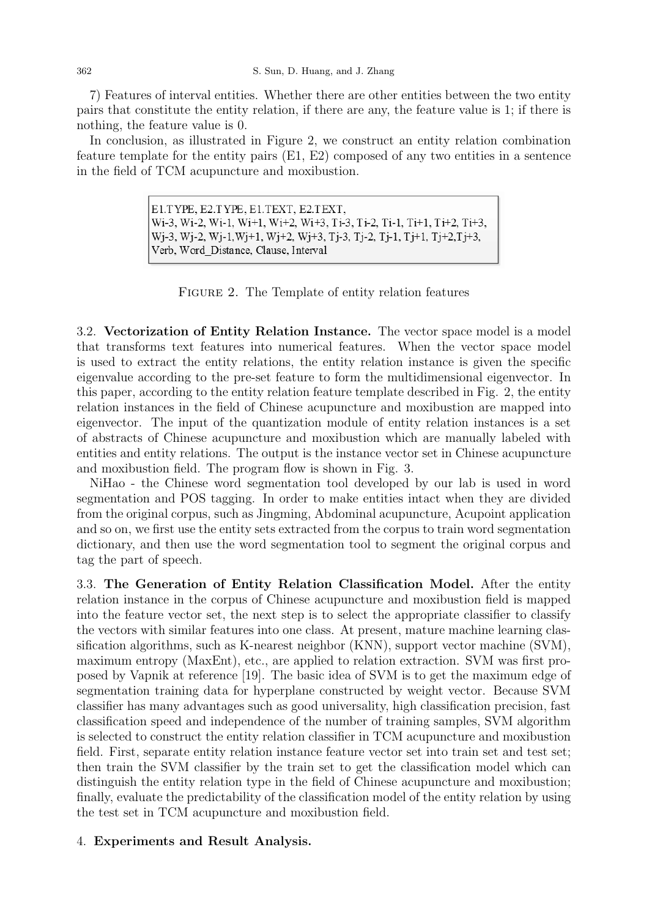7) Features of interval entities. Whether there are other entities between the two entity pairs that constitute the entity relation, if there are any, the feature value is 1; if there is nothing, the feature value is 0.

In conclusion, as illustrated in Figure 2, we construct an entity relation combination feature template for the entity pairs (E1, E2) composed of any two entities in a sentence in the field of TCM acupuncture and moxibustion.

```
E1.TYPE, E2.TYPE, E1.TEXT, E2.TEXT,
Wi-3, Wi-2, Wi-1, Wi+1, Wi+2, Wi+3, Ti-3, Ti-2, Ti-1, Ti+1, Ti+2, Ti+3,
Wj-3, Wj-2, Wj-1,Wj+1, Wj+2, Wj+3, Tj-3, Tj-2, Tj-1, Tj+1, Tj+2,Tj+3,
Verb, Word_Distance, Clause, Interval
```

Figure 2. The Template of entity relation features

3.2. **Vectorization of Entity Relation Instance.** The vector space model is a model that transforms text features into numerical features. When the vector space model is used to extract the entity relations, the entity relation instance is given the specific eigenvalue according to the pre-set feature to form the multidimensional eigenvector. In this paper, according to the entity relation feature template described in Fig. 2, the entity relation instances in the field of Chinese acupuncture and moxibustion are mapped into eigenvector. The input of the quantization module of entity relation instances is a set of abstracts of Chinese acupuncture and moxibustion which are manually labeled with entities and entity relations. The output is the instance vector set in Chinese acupuncture and moxibustion field. The program flow is shown in Fig. 3.

NiHao - the Chinese word segmentation tool developed by our lab is used in word segmentation and POS tagging. In order to make entities intact when they are divided from the original corpus, such as Jingming, Abdominal acupuncture, Acupoint application and so on, we first use the entity sets extracted from the corpus to train word segmentation dictionary, and then use the word segmentation tool to segment the original corpus and tag the part of speech.

3.3. **The Generation of Entity Relation Classification Model.** After the entity relation instance in the corpus of Chinese acupuncture and moxibustion field is mapped into the feature vector set, the next step is to select the appropriate classifier to classify the vectors with similar features into one class. At present, mature machine learning classification algorithms, such as K-nearest neighbor (KNN), support vector machine (SVM), maximum entropy (MaxEnt), etc., are applied to relation extraction. SVM was first proposed by Vapnik at reference [19]. The basic idea of SVM is to get the maximum edge of segmentation training data for hyperplane constructed by weight vector. Because SVM classifier has many advantages such as good universality, high classification precision, fast classification speed and independence of the number of training samples, SVM algorithm is selected to construct the entity relation classifier in TCM acupuncture and moxibustion field. First, separate entity relation instance feature vector set into train set and test set; then train the SVM classifier by the train set to get the classification model which can distinguish the entity relation type in the field of Chinese acupuncture and moxibustion; finally, evaluate the predictability of the classification model of the entity relation by using the test set in TCM acupuncture and moxibustion field.

## 4. **Experiments and Result Analysis.**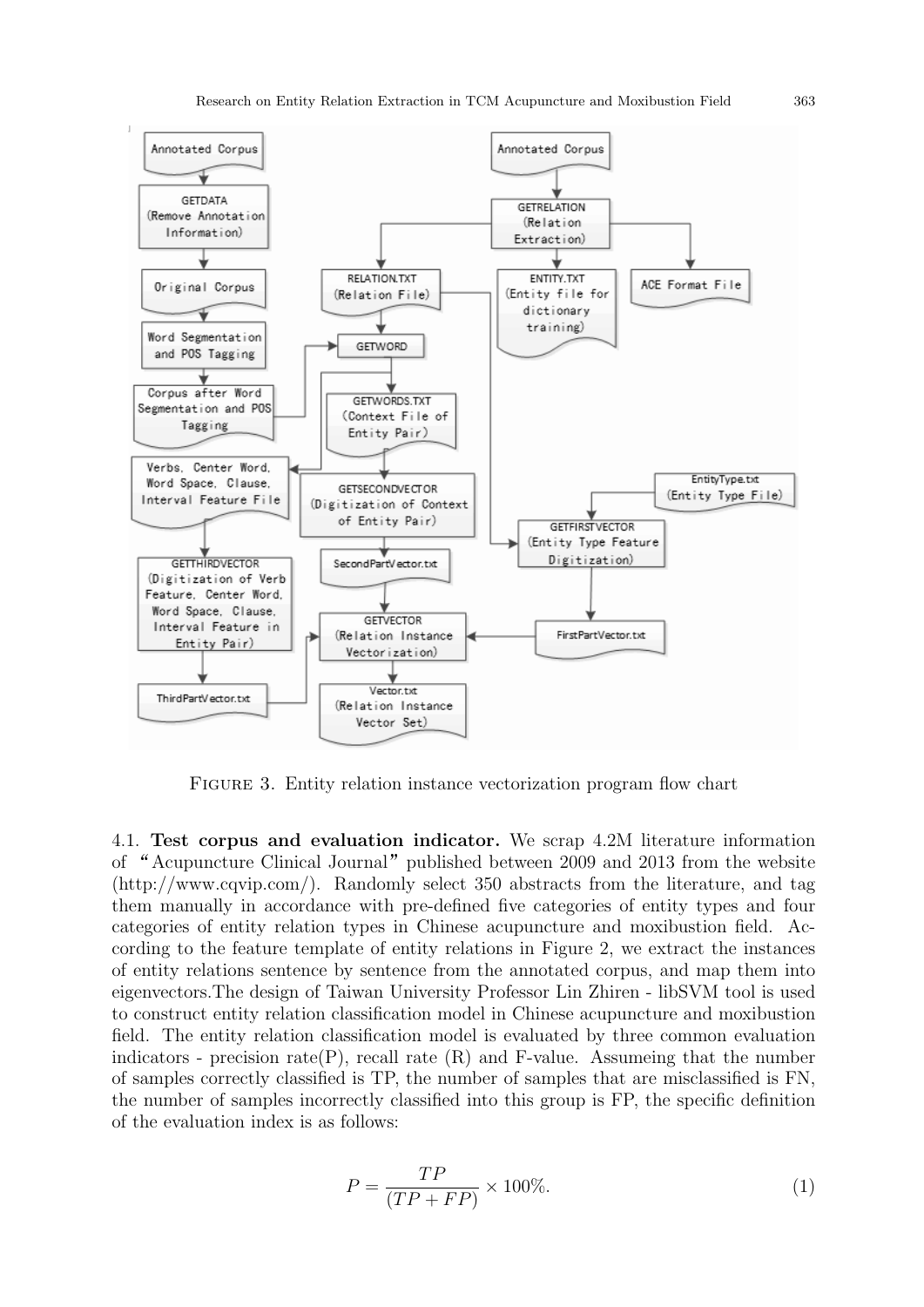Figure 3. Entity relation instance vectorization program flow chart

4.1. **Test corpus and evaluation indicator.** We scrap 4.2M literature information of "Acupuncture Clinical Journal" published between 2009 and 2013 from the website (http://www.cqvip.com/). Randomly select 350 abstracts from the literature, and tag them manually in accordance with pre-defined five categories of entity types and four categories of entity relation types in Chinese acupuncture and moxibustion field. According to the feature template of entity relations in Figure 2, we extract the instances of entity relations sentence by sentence from the annotated corpus, and map them into eigenvectors.The design of Taiwan University Professor Lin Zhiren - libSVM tool is used to construct entity relation classification model in Chinese acupuncture and moxibustion field. The entity relation classification model is evaluated by three common evaluation indicators - precision rate(P), recall rate (R) and F-value. Assumeing that the number of samples correctly classified is TP, the number of samples that are misclassified is FN, the number of samples incorrectly classified into this group is FP, the specific definition of the evaluation index is as follows:

$$P = \frac{TP}{(TP + FP)} \times 100\%. \tag{1}$$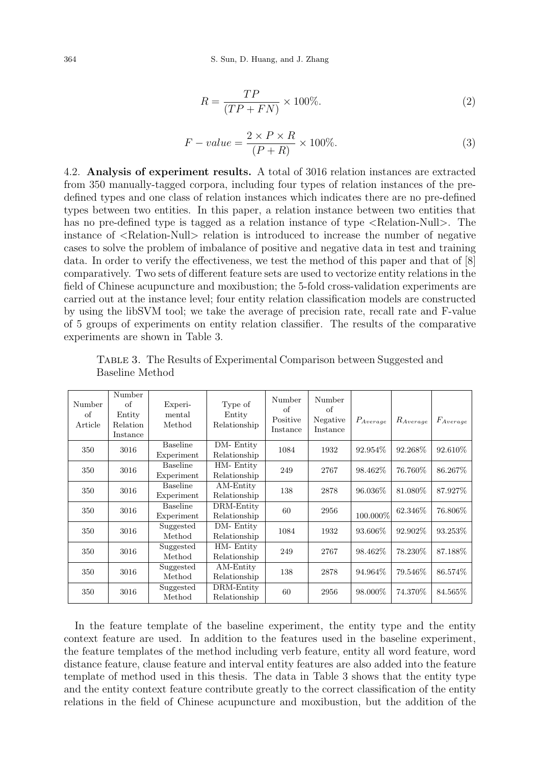$$R = \frac{TP}{(TP + FN)} \times 100\%. \quad (2)$$

$$F - value = \frac{2 \times P \times R}{(P + R)} \times 100\%. \quad (3)$$

4.2. **Analysis of experiment results.** A total of 3016 relation instances are extracted from 350 manually-tagged corpora, including four types of relation instances of the pre-defined types and one class of relation instances which indicates there are no pre-defined types between two entities. In this paper, a relation instance between two entities that has no pre-defined type is tagged as a relation instance of type <Relation-Null>. The instance of <Relation-Null> relation is introduced to increase the number of negative cases to solve the problem of imbalance of positive and negative data in test and training data. In order to verify the effectiveness, we test the method of this paper and that of [8] comparatively. Two sets of different feature sets are used to vectorize entity relations in the field of Chinese acupuncture and moxibustion; the 5-fold cross-validation experiments are carried out at the instance level; four entity relation classification models are constructed by using the libSVM tool; we take the average of precision rate, recall rate and F-value of 5 groups of experiments on entity relation classifier. The results of the comparative experiments are shown in Table 3.

Table 3. The Results of Experimental Comparison between Suggested and Baseline Method

| Number of Article | Number of Entity Relation Instance | Experimental Method | Type of Entity Relationship | Number of Positive Instance | Number of Negative Instance | $P_{Average}$ | $R_{Average}$ | $F_{Average}$ |
|---|---|---|---|---|---|---|---|---|
| 350 | 3016 | Baseline Experiment | DM- Entity Relationship | 1084 | 1932 | 92.954% | 92.268% | 92.610% |
| 350 | 3016 | Baseline Experiment | HM- Entity Relationship | 249 | 2767 | 98.462% | 76.760% | 86.267% |
| 350 | 3016 | Baseline Experiment | AM-Entity Relationship | 138 | 2878 | 96.036% | 81.080% | 87.927% |
| 350 | 3016 | Baseline Experiment | DRM-Entity Relationship | 60 | 2956 | 100.000% | 62.346% | 76.806% |
| 350 | 3016 | Suggested Method | DM- Entity Relationship | 1084 | 1932 | 93.606% | 92.902% | 93.253% |
| 350 | 3016 | Suggested Method | HM- Entity Relationship | 249 | 2767 | 98.462% | 78.230% | 87.188% |
| 350 | 3016 | Suggested Method | AM-Entity Relationship | 138 | 2878 | 94.964% | 79.546% | 86.574% |
| 350 | 3016 | Suggested Method | DRM-Entity Relationship | 60 | 2956 | 98.000% | 74.370% | 84.565% |

In the feature template of the baseline experiment, the entity type and the entity context feature are used. In addition to the features used in the baseline experiment, the feature templates of the method including verb feature, entity all word feature, word distance feature, clause feature and interval entity features are also added into the feature template of method used in this thesis. The data in Table 3 shows that the entity type and the entity context feature contribute greatly to the correct classification of the entity relations in the field of Chinese acupuncture and moxibustion, but the addition of the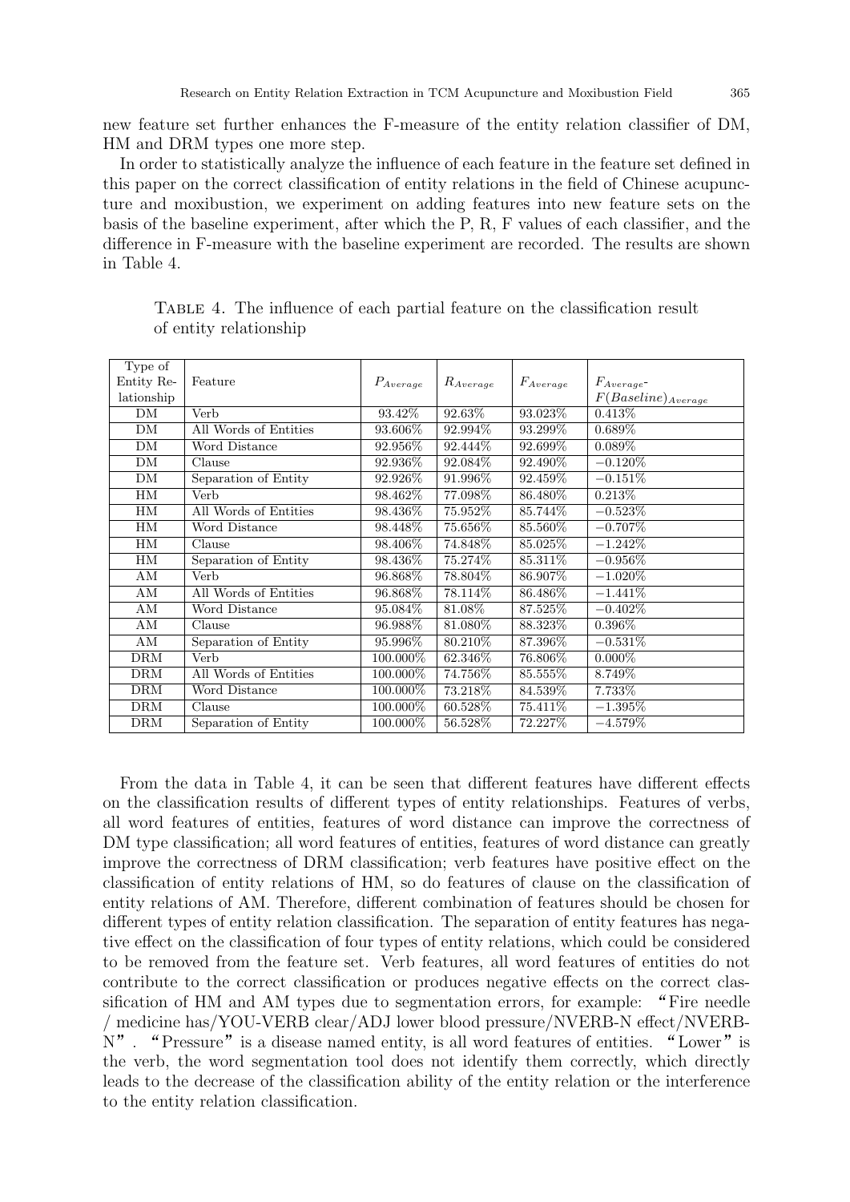new feature set further enhances the F-measure of the entity relation classifier of DM, HM and DRM types one more step.

In order to statistically analyze the influence of each feature in the feature set defined in this paper on the correct classification of entity relations in the field of Chinese acupuncture and moxibustion, we experiment on adding features into new feature sets on the basis of the baseline experiment, after which the P, R, F values of each classifier, and the difference in F-measure with the baseline experiment are recorded. The results are shown in Table 4.

Table 4. The influence of each partial feature on the classification result of entity relationship

| Type of Entity Relationship | Feature | $P_{Average}$ | $R_{Average}$ | $F_{Average}$ | $F_{Average}$-$F(Baseline)_{Average}$ |
|---|---|---|---|---|---|
| DM | Verb | 93.42% | 92.63% | 93.023% | 0.413% |
| DM | All Words of Entities | 93.606% | 92.994% | 93.299% | 0.689% |
| DM | Word Distance | 92.956% | 92.444% | 92.699% | 0.089% |
| DM | Clause | 92.936% | 92.084% | 92.490% | −0.120% |
| DM | Separation of Entity | 92.926% | 91.996% | 92.459% | −0.151% |
| HM | Verb | 98.462% | 77.098% | 86.480% | 0.213% |
| HM | All Words of Entities | 98.436% | 75.952% | 85.744% | −0.523% |
| HM | Word Distance | 98.448% | 75.656% | 85.560% | −0.707% |
| HM | Clause | 98.406% | 74.848% | 85.025% | −1.242% |
| HM | Separation of Entity | 98.436% | 75.274% | 85.311% | −0.956% |
| AM | Verb | 96.868% | 78.804% | 86.907% | −1.020% |
| AM | All Words of Entities | 96.868% | 78.114% | 86.486% | −1.441% |
| AM | Word Distance | 95.084% | 81.08% | 87.525% | −0.402% |
| AM | Clause | 96.988% | 81.080% | 88.323% | 0.396% |
| AM | Separation of Entity | 95.996% | 80.210% | 87.396% | −0.531% |
| DRM | Verb | 100.000% | 62.346% | 76.806% | 0.000% |
| DRM | All Words of Entities | 100.000% | 74.756% | 85.555% | 8.749% |
| DRM | Word Distance | 100.000% | 73.218% | 84.539% | 7.733% |
| DRM | Clause | 100.000% | 60.528% | 75.411% | −1.395% |
| DRM | Separation of Entity | 100.000% | 56.528% | 72.227% | −4.579% |

From the data in Table 4, it can be seen that different features have different effects on the classification results of different types of entity relationships. Features of verbs, all word features of entities, features of word distance can improve the correctness of DM type classification; all word features of entities, features of word distance can greatly improve the correctness of DRM classification; verb features have positive effect on the classification of entity relations of HM, so do features of clause on the classification of entity relations of AM. Therefore, different combination of features should be chosen for different types of entity relation classification. The separation of entity features has negative effect on the classification of four types of entity relations, which could be considered to be removed from the feature set. Verb features, all word features of entities do not contribute to the correct classification or produces negative effects on the correct classification of HM and AM types due to segmentation errors, for example: "Fire needle / medicine has/YOU-VERB clear/ADJ lower blood pressure/NVERB-N effect/NVERB-N". "Pressure" is a disease named entity, is all word features of entities. "Lower" is the verb, the word segmentation tool does not identify them correctly, which directly leads to the decrease of the classification ability of the entity relation or the interference to the entity relation classification.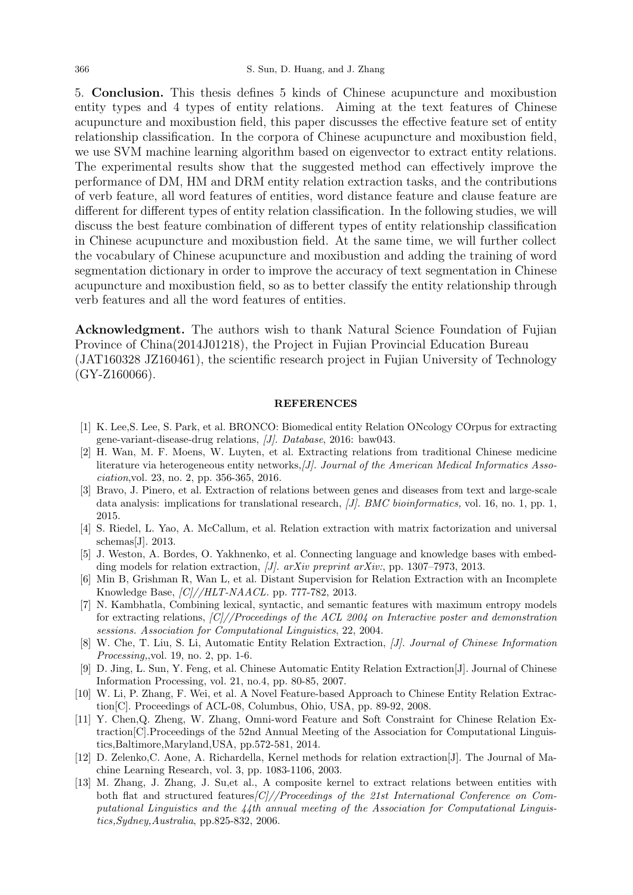5. **Conclusion.** This thesis defines 5 kinds of Chinese acupuncture and moxibustion entity types and 4 types of entity relations. Aiming at the text features of Chinese acupuncture and moxibustion field, this paper discusses the effective feature set of entity relationship classification. In the corpora of Chinese acupuncture and moxibustion field, we use SVM machine learning algorithm based on eigenvector to extract entity relations. The experimental results show that the suggested method can effectively improve the performance of DM, HM and DRM entity relation extraction tasks, and the contributions of verb feature, all word features of entities, word distance feature and clause feature are different for different types of entity relation classification. In the following studies, we will discuss the best feature combination of different types of entity relationship classification in Chinese acupuncture and moxibustion field. At the same time, we will further collect the vocabulary of Chinese acupuncture and moxibustion and adding the training of word segmentation dictionary in order to improve the accuracy of text segmentation in Chinese acupuncture and moxibustion field, so as to better classify the entity relationship through verb features and all the word features of entities.

**Acknowledgment.** The authors wish to thank Natural Science Foundation of Fujian Province of China(2014J01218), the Project in Fujian Provincial Education Bureau (JAT160328 JZ160461), the scientific research project in Fujian University of Technology (GY-Z160066).

## REFERENCES

[1] K. Lee,S. Lee, S. Park, et al. BRONCO: Biomedical entity Relation ONcology COrpus for extracting gene-variant-disease-drug relations, *[J]. Database*, 2016: baw043.

[2] H. Wan, M. F. Moens, W. Luyten, et al. Extracting relations from traditional Chinese medicine literature via heterogeneous entity networks,*[J]. Journal of the American Medical Informatics Association*,vol. 23, no. 2, pp. 356-365, 2016.

[3] Bravo, J. Pinero, et al. Extraction of relations between genes and diseases from text and large-scale data analysis: implications for translational research, *[J]. BMC bioinformatics,* vol. 16, no. 1, pp. 1, 2015.

[4] S. Riedel, L. Yao, A. McCallum, et al. Relation extraction with matrix factorization and universal schemas[J]. 2013.

[5] J. Weston, A. Bordes, O. Yakhnenko, et al. Connecting language and knowledge bases with embedding models for relation extraction, *[J]. arXiv preprint arXiv:*, pp. 1307–7973, 2013.

[6] Min B, Grishman R, Wan L, et al. Distant Supervision for Relation Extraction with an Incomplete Knowledge Base, *[C]//HLT-NAACL*. pp. 777-782, 2013.

[7] N. Kambhatla, Combining lexical, syntactic, and semantic features with maximum entropy models for extracting relations, *[C]//Proceedings of the ACL 2004 on Interactive poster and demonstration sessions. Association for Computational Linguistics*, 22, 2004.

[8] W. Che, T. Liu, S. Li, Automatic Entity Relation Extraction, *[J]. Journal of Chinese Information Processing*,,vol. 19, no. 2, pp. 1-6.

[9] D. Jing, L. Sun, Y. Feng, et al. Chinese Automatic Entity Relation Extraction[J]. Journal of Chinese Information Processing, vol. 21, no.4, pp. 80-85, 2007.

[10] W. Li, P. Zhang, F. Wei, et al. A Novel Feature-based Approach to Chinese Entity Relation Extraction[C]. Proceedings of ACL-08, Columbus, Ohio, USA, pp. 89-92, 2008.

[11] Y. Chen,Q. Zheng, W. Zhang, Omni-word Feature and Soft Constraint for Chinese Relation Extraction[C].Proceedings of the 52nd Annual Meeting of the Association for Computational Linguistics,Baltimore,Maryland,USA, pp.572-581, 2014.

[12] D. Zelenko,C. Aone, A. Richardella, Kernel methods for relation extraction[J]. The Journal of Machine Learning Research, vol. 3, pp. 1083-1106, 2003.

[13] M. Zhang, J. Zhang, J. Su,et al., A composite kernel to extract relations between entities with both flat and structured features*[C]//Proceedings of the 21st International Conference on Computational Linguistics and the 44th annual meeting of the Association for Computational Linguistics,Sydney,Australia*, pp.825-832, 2006.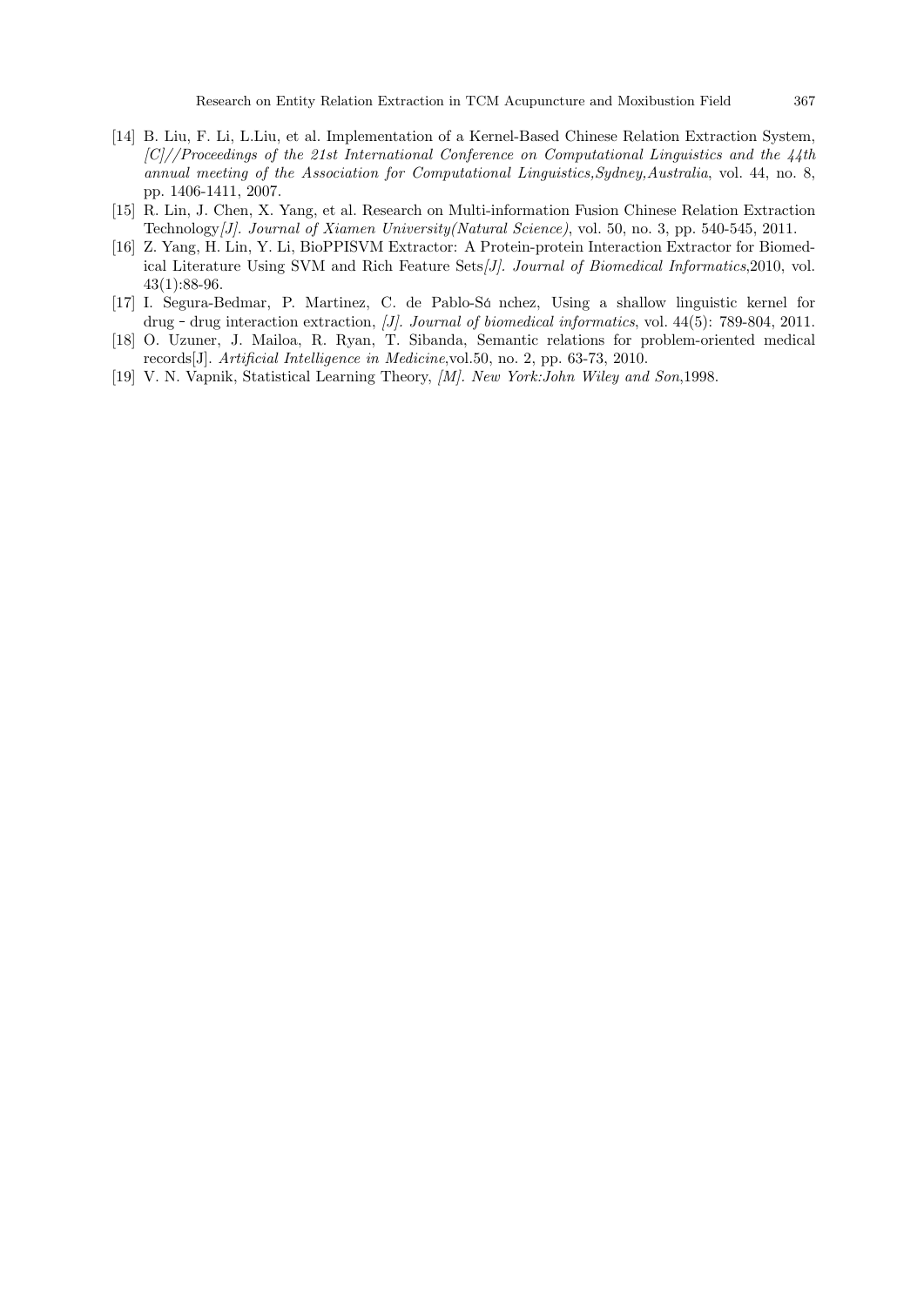[14] B. Liu, F. Li, L.Liu, et al. Implementation of a Kernel-Based Chinese Relation Extraction System, *[C]//Proceedings of the 21st International Conference on Computational Linguistics and the 44th annual meeting of the Association for Computational Linguistics,Sydney,Australia*, vol. 44, no. 8, pp. 1406-1411, 2007.

[15] R. Lin, J. Chen, X. Yang, et al. Research on Multi-information Fusion Chinese Relation Extraction Technology*[J]. Journal of Xiamen University(Natural Science)*, vol. 50, no. 3, pp. 540-545, 2011.

[16] Z. Yang, H. Lin, Y. Li, BioPPISVM Extractor: A Protein-protein Interaction Extractor for Biomedical Literature Using SVM and Rich Feature Sets*[J]. Journal of Biomedical Informatics*,2010, vol. 43(1):88-96.

[17] I. Segura-Bedmar, P. Martinez, C. de Pablo-Sá nchez, Using a shallow linguistic kernel for drug - drug interaction extraction, *[J]. Journal of biomedical informatics*, vol. 44(5): 789-804, 2011.

[18] O. Uzuner, J. Mailoa, R. Ryan, T. Sibanda, Semantic relations for problem-oriented medical records[J]. *Artificial Intelligence in Medicine*,vol.50, no. 2, pp. 63-73, 2010.

[19] V. N. Vapnik, Statistical Learning Theory, *[M]. New York:John Wiley and Son*,1998.